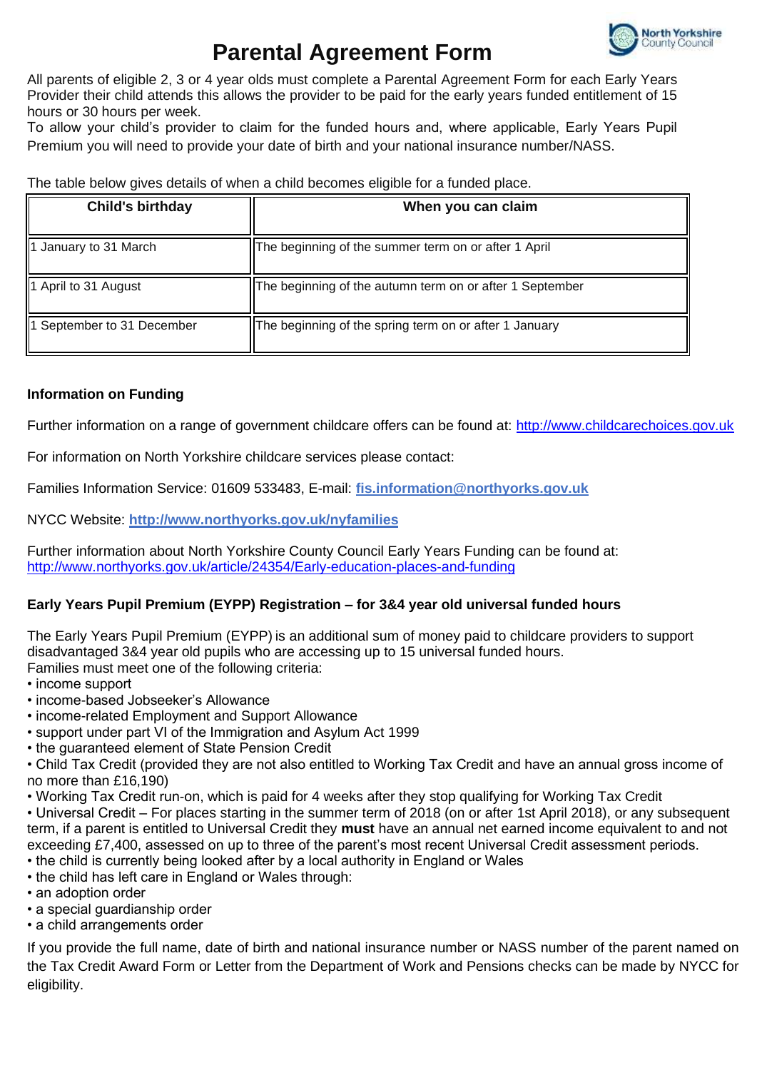# Parental Agreement Form

All parents of eligible 2, 3 or 4 year olds must complete a Parental Agreement Form for each Early Years Provider their child attends this allows the provider to be paid for the early years funded entitlement of 15 hours or 30 hours per week.

To allow your child's provider to claim for the funded hours and, where applicable, Early Years Pupil Premium you will need to provide your date of birth and your national insurance number/NASS.

The table below gives details of when a child becomes eligible for a funded place.

| Child's birthday | When you can claim |
| --- | --- |
| 1 January to 31 March | The beginning of the summer term on or after 1 April |
| 1 April to 31 August | The beginning of the autumn term on or after 1 September |
| 1 September to 31 December | The beginning of the spring term on or after 1 January |

**Information on Funding**

Further information on a range of government childcare offers can be found at: http://www.childcarechoices.gov.uk

For information on North Yorkshire childcare services please contact:

Families Information Service: 01609 533483, E-mail: **fis.information@northyorks.gov.uk**

NYCC Website: **http://www.northyorks.gov.uk/nyfamilies**

Further information about North Yorkshire County Council Early Years Funding can be found at: http://www.northyorks.gov.uk/article/24354/Early-education-places-and-funding

**Early Years Pupil Premium (EYPP) Registration – for 3&4 year old universal funded hours**

The Early Years Pupil Premium (EYPP) is an additional sum of money paid to childcare providers to support disadvantaged 3&4 year old pupils who are accessing up to 15 universal funded hours.

Families must meet one of the following criteria:

- income support
- income-based Jobseeker's Allowance
- income-related Employment and Support Allowance
- support under part VI of the Immigration and Asylum Act 1999
- the guaranteed element of State Pension Credit
- Child Tax Credit (provided they are not also entitled to Working Tax Credit and have an annual gross income of no more than £16,190)
- Working Tax Credit run-on, which is paid for 4 weeks after they stop qualifying for Working Tax Credit
- Universal Credit – For places starting in the summer term of 2018 (on or after 1st April 2018), or any subsequent term, if a parent is entitled to Universal Credit they **must** have an annual net earned income equivalent to and not exceeding £7,400, assessed on up to three of the parent's most recent Universal Credit assessment periods.
- the child is currently being looked after by a local authority in England or Wales
- the child has left care in England or Wales through:
- an adoption order
- a special guardianship order
- a child arrangements order

If you provide the full name, date of birth and national insurance number or NASS number of the parent named on the Tax Credit Award Form or Letter from the Department of Work and Pensions checks can be made by NYCC for eligibility.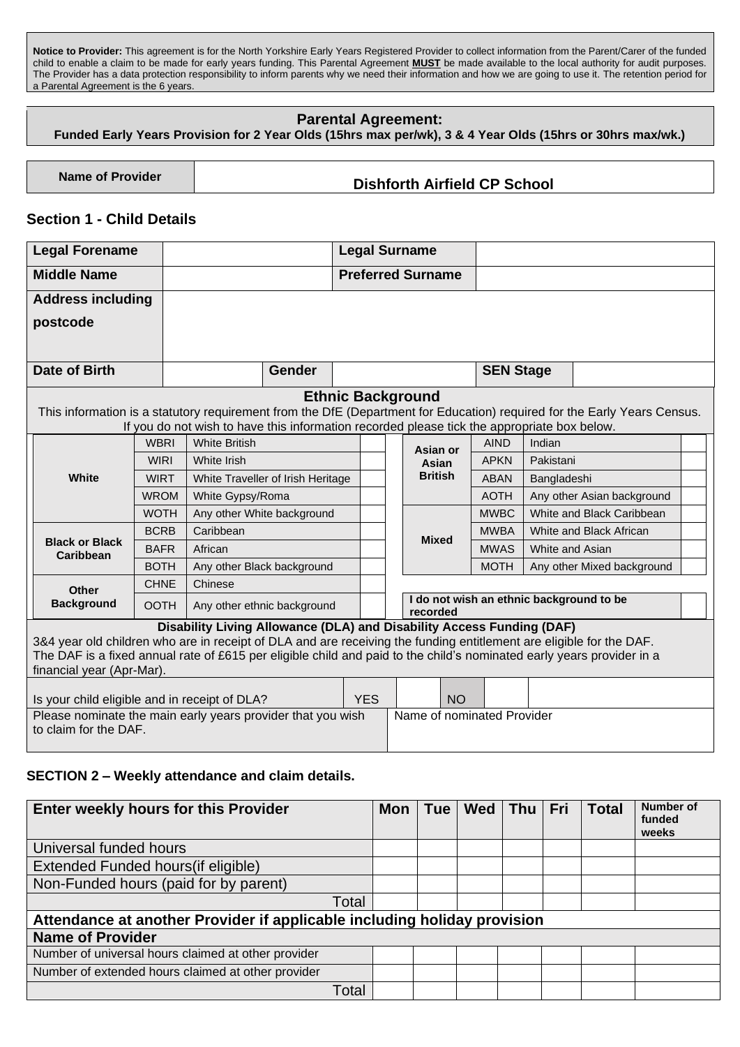**Notice to Provider:** This agreement is for the North Yorkshire Early Years Registered Provider to collect information from the Parent/Carer of the funded child to enable a claim to be made for early years funding. This Parental Agreement **MUST** be made available to the local authority for audit purposes. The Provider has a data protection responsibility to inform parents why we need their information and how we are going to use it. The retention period for a Parental Agreement is the 6 years.

## Parental Agreement:

**Funded Early Years Provision for 2 Year Olds (15hrs max per/wk), 3 & 4 Year Olds (15hrs or 30hrs max/wk.)**

| Name of Provider | Dishforth Airfield CP School |
|---|---|

## Section 1 - Child Details

| | | | |
|---|---|---|---|
| **Legal Forename** | | **Legal Surname** | |
| **Middle Name** | | **Preferred Surname** | |
| **Address including postcode** | | | |

| | | | | | |
|---|---|---|---|---|---|
| **Date of Birth** | | **Gender** | | **SEN Stage** | |

### Ethnic Background

This information is a statutory requirement from the DfE (Department for Education) required for the Early Years Census. If you do not wish to have this information recorded please tick the appropriate box below.

| Group | Code | Description | ✓ | Group | Code | Description | ✓ |
|---|---|---|---|---|---|---|---|
| **White** | WBRI | White British | | **Asian or Asian British** | AIND | Indian | |
| | WIRI | White Irish | | | APKN | Pakistani | |
| | WIRT | White Traveller of Irish Heritage | | | ABAN | Bangladeshi | |
| | WROM | White Gypsy/Roma | | | AOTH | Any other Asian background | |
| | WOTH | Any other White background | | **Mixed** | MWBC | White and Black Caribbean | |
| **Black or Black Caribbean** | BCRB | Caribbean | | | MWBA | White and Black African | |
| | BAFR | African | | | MWAS | White and Asian | |
| | BOTH | Any other Black background | | | MOTH | Any other Mixed background | |
| **Other Background** | CHNE | Chinese | | | | | |
| | OOTH | Any other ethnic background | | **I do not wish an ethnic background to be recorded** | | | |

### Disability Living Allowance (DLA) and Disability Access Funding (DAF)

3&4 year old children who are in receipt of DLA and are receiving the funding entitlement are eligible for the DAF. The DAF is a fixed annual rate of £615 per eligible child and paid to the child's nominated early years provider in a financial year (Apr-Mar).

| | | | | |
|---|---|---|---|---|
| Is your child eligible and in receipt of DLA? | YES | | NO | |
| Please nominate the main early years provider that you wish to claim for the DAF. | Name of nominated Provider | | | |

**SECTION 2 – Weekly attendance and claim details.**

| Enter weekly hours for this Provider | Mon | Tue | Wed | Thu | Fri | Total | Number of funded weeks |
|---|---|---|---|---|---|---|---|
| Universal funded hours | | | | | | | |
| Extended Funded hours(if eligible) | | | | | | | |
| Non-Funded hours (paid for by parent) | | | | | | | |
| Total | | | | | | | |
| **Attendance at another Provider if applicable including holiday provision** | | | | | | | |
| **Name of Provider** | | | | | | | |
| Number of universal hours claimed at other provider | | | | | | | |
| Number of extended hours claimed at other provider | | | | | | | |
| Total | | | | | | | |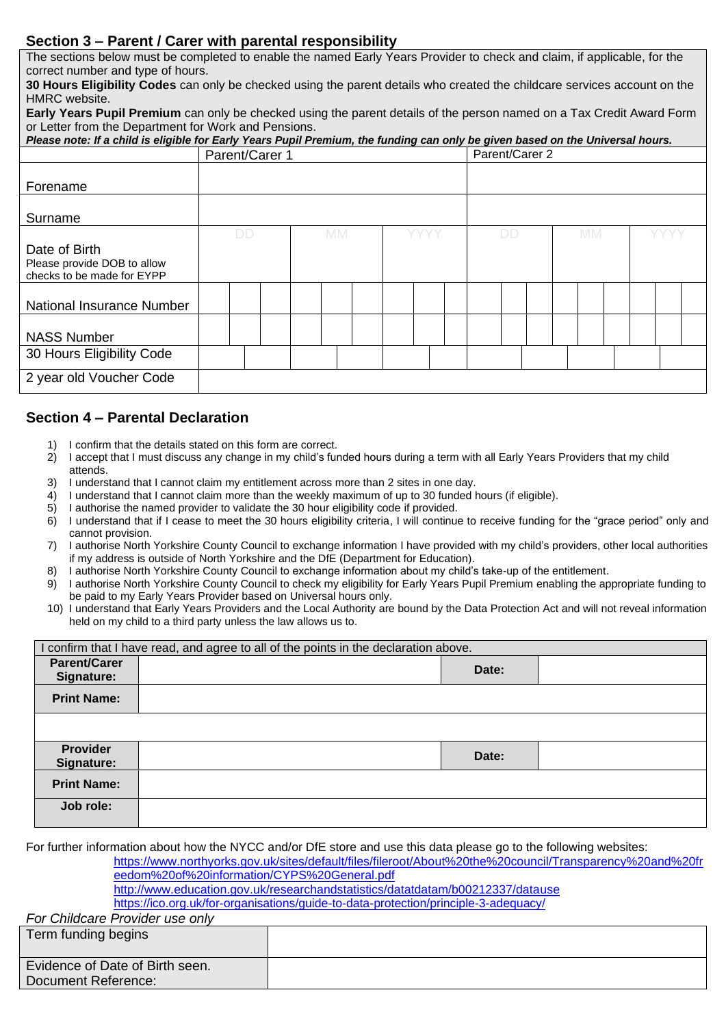## Section 3 – Parent / Carer with parental responsibility

The sections below must be completed to enable the named Early Years Provider to check and claim, if applicable, for the correct number and type of hours.

**30 Hours Eligibility Codes** can only be checked using the parent details who created the childcare services account on the HMRC website.

**Early Years Pupil Premium** can only be checked using the parent details of the person named on a Tax Credit Award Form or Letter from the Department for Work and Pensions.

***Please note: If a child is eligible for Early Years Pupil Premium, the funding can only be given based on the Universal hours.***

| | Parent/Carer 1 | Parent/Carer 2 |
|---|---|---|
| Forename | | |
| Surname | | |
| Date of Birth<br>Please provide DOB to allow checks to be made for EYPP | DD MM YYYY | DD MM YYYY |
| National Insurance Number | | |
| NASS Number | | |
| 30 Hours Eligibility Code | | |
| 2 year old Voucher Code | | |

## Section 4 – Parental Declaration

1) I confirm that the details stated on this form are correct.
2) I accept that I must discuss any change in my child's funded hours during a term with all Early Years Providers that my child attends.
3) I understand that I cannot claim my entitlement across more than 2 sites in one day.
4) I understand that I cannot claim more than the weekly maximum of up to 30 funded hours (if eligible).
5) I authorise the named provider to validate the 30 hour eligibility code if provided.
6) I understand that if I cease to meet the 30 hours eligibility criteria, I will continue to receive funding for the "grace period" only and cannot provision.
7) I authorise North Yorkshire County Council to exchange information I have provided with my child's providers, other local authorities if my address is outside of North Yorkshire and the DfE (Department for Education).
8) I authorise North Yorkshire County Council to exchange information about my child's take-up of the entitlement.
9) I authorise North Yorkshire County Council to check my eligibility for Early Years Pupil Premium enabling the appropriate funding to be paid to my Early Years Provider based on Universal hours only.
10) I understand that Early Years Providers and the Local Authority are bound by the Data Protection Act and will not reveal information held on my child to a third party unless the law allows us to.

| I confirm that I have read, and agree to all of the points in the declaration above. | | | |
|---|---|---|---|
| **Parent/Carer Signature:** | | **Date:** | |
| **Print Name:** | | | |
| | | | |
| **Provider Signature:** | | **Date:** | |
| **Print Name:** | | | |
| **Job role:** | | | |

For further information about how the NYCC and/or DfE store and use this data please go to the following websites:

https://www.northyorks.gov.uk/sites/default/files/fileroot/About%20the%20council/Transparency%20and%20freedom%20of%20information/CYPS%20General.pdf
http://www.education.gov.uk/researchandstatistics/datatdatam/b00212337/datause
https://ico.org.uk/for-organisations/guide-to-data-protection/principle-3-adequacy/

*For Childcare Provider use only*

| | |
|---|---|
| Term funding begins | |
| Evidence of Date of Birth seen.<br>Document Reference: | |